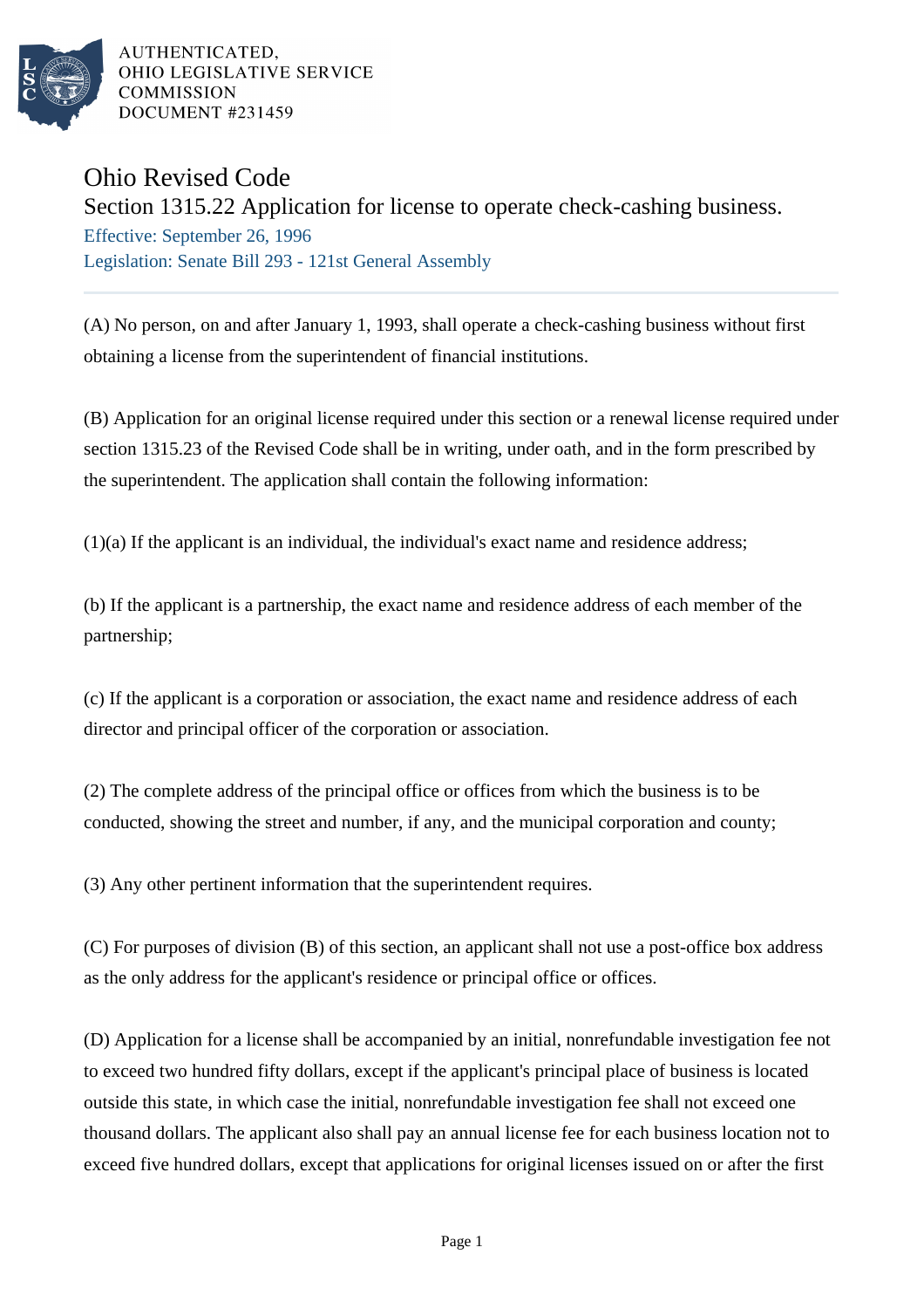AUTHENTICATED,
OHIO LEGISLATIVE SERVICE
COMMISSION
DOCUMENT #231459

# Ohio Revised Code

## Section 1315.22 Application for license to operate check-cashing business.

Effective: September 26, 1996

Legislation: Senate Bill 293 - 121st General Assembly

---

(A) No person, on and after January 1, 1993, shall operate a check-cashing business without first obtaining a license from the superintendent of financial institutions.

(B) Application for an original license required under this section or a renewal license required under section 1315.23 of the Revised Code shall be in writing, under oath, and in the form prescribed by the superintendent. The application shall contain the following information:

(1)(a) If the applicant is an individual, the individual's exact name and residence address;

(b) If the applicant is a partnership, the exact name and residence address of each member of the partnership;

(c) If the applicant is a corporation or association, the exact name and residence address of each director and principal officer of the corporation or association.

(2) The complete address of the principal office or offices from which the business is to be conducted, showing the street and number, if any, and the municipal corporation and county;

(3) Any other pertinent information that the superintendent requires.

(C) For purposes of division (B) of this section, an applicant shall not use a post-office box address as the only address for the applicant's residence or principal office or offices.

(D) Application for a license shall be accompanied by an initial, nonrefundable investigation fee not to exceed two hundred fifty dollars, except if the applicant's principal place of business is located outside this state, in which case the initial, nonrefundable investigation fee shall not exceed one thousand dollars. The applicant also shall pay an annual license fee for each business location not to exceed five hundred dollars, except that applications for original licenses issued on or after the first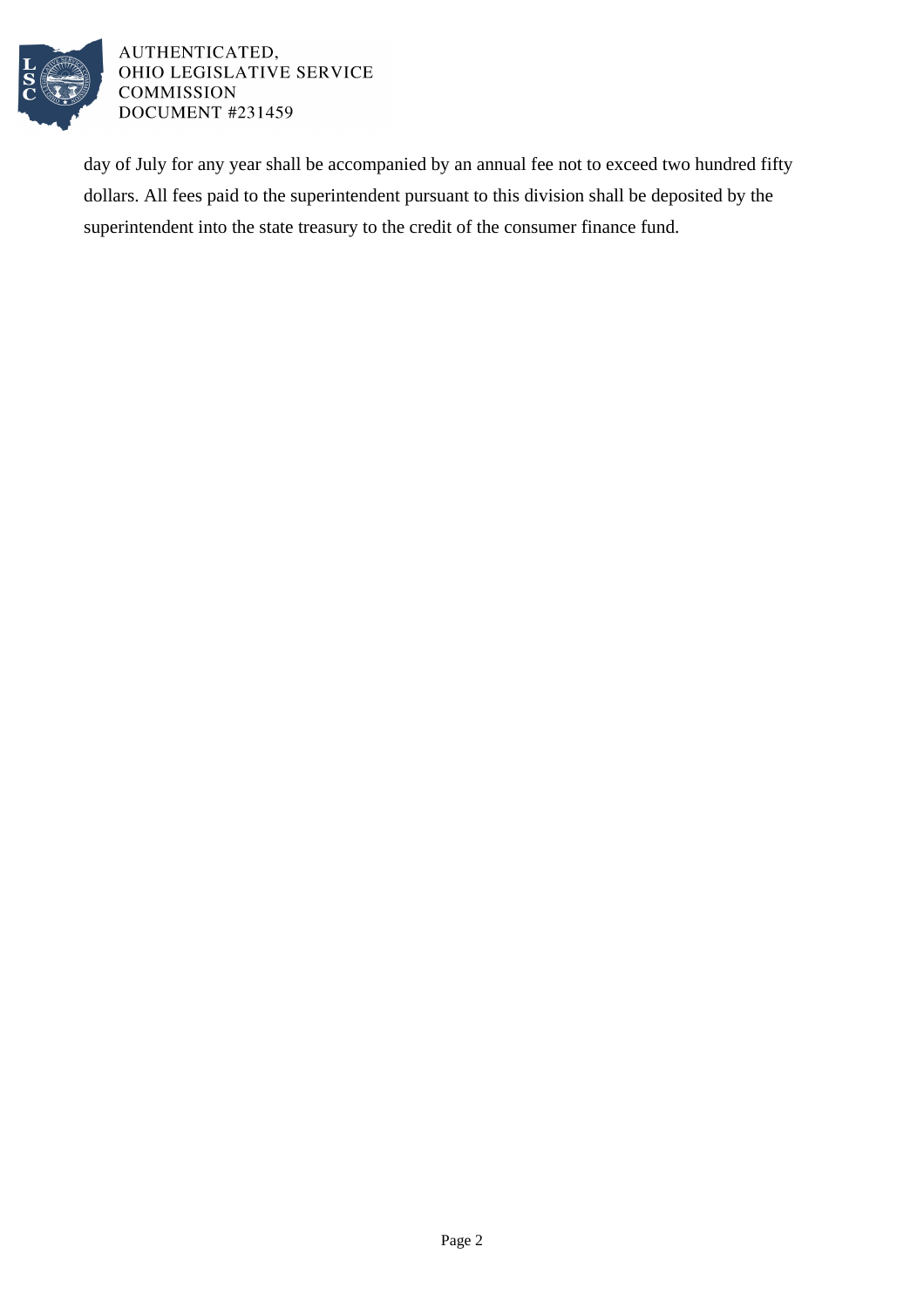day of July for any year shall be accompanied by an annual fee not to exceed two hundred fifty dollars. All fees paid to the superintendent pursuant to this division shall be deposited by the superintendent into the state treasury to the credit of the consumer finance fund.